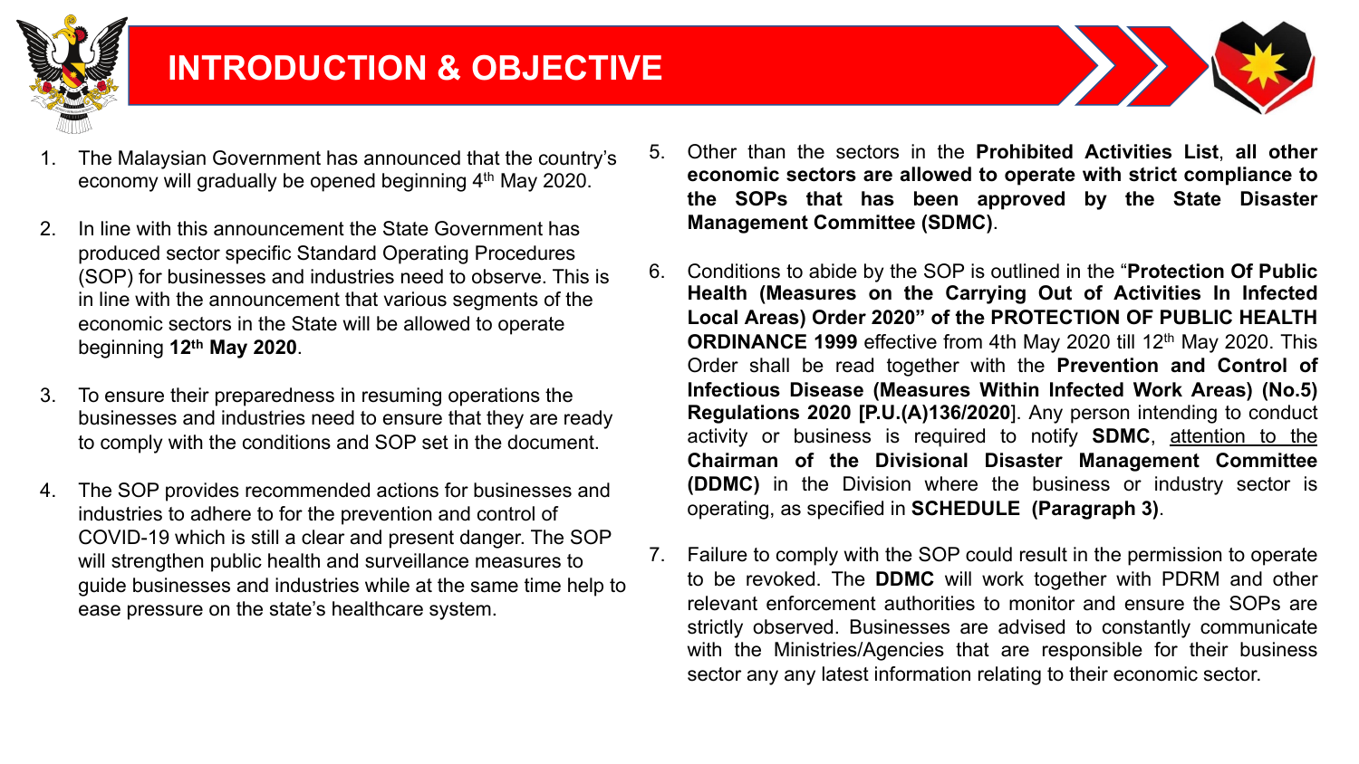# INTRODUCTION & OBJECTIVE

1. The Malaysian Government has announced that the country's economy will gradually be opened beginning 4th May 2020.

2. In line with this announcement the State Government has produced sector specific Standard Operating Procedures (SOP) for businesses and industries need to observe. This is in line with the announcement that various segments of the economic sectors in the State will be allowed to operate beginning **12th May 2020**.

3. To ensure their preparedness in resuming operations the businesses and industries need to ensure that they are ready to comply with the conditions and SOP set in the document.

4. The SOP provides recommended actions for businesses and industries to adhere to for the prevention and control of COVID-19 which is still a clear and present danger. The SOP will strengthen public health and surveillance measures to guide businesses and industries while at the same time help to ease pressure on the state's healthcare system.

5. Other than the sectors in the **Prohibited Activities List**, **all other economic sectors are allowed to operate with strict compliance to the SOPs that has been approved by the State Disaster Management Committee (SDMC)**.

6. Conditions to abide by the SOP is outlined in the "**Protection Of Public Health (Measures on the Carrying Out of Activities In Infected Local Areas) Order 2020" of the PROTECTION OF PUBLIC HEALTH ORDINANCE 1999** effective from 4th May 2020 till 12th May 2020. This Order shall be read together with the **Prevention and Control of Infectious Disease (Measures Within Infected Work Areas) (No.5) Regulations 2020 [P.U.(A)136/2020**]. Any person intending to conduct activity or business is required to notify **SDMC**, attention to the **Chairman of the Divisional Disaster Management Committee (DDMC)** in the Division where the business or industry sector is operating, as specified in **SCHEDULE (Paragraph 3)**.

7. Failure to comply with the SOP could result in the permission to operate to be revoked. The **DDMC** will work together with PDRM and other relevant enforcement authorities to monitor and ensure the SOPs are strictly observed. Businesses are advised to constantly communicate with the Ministries/Agencies that are responsible for their business sector any any latest information relating to their economic sector.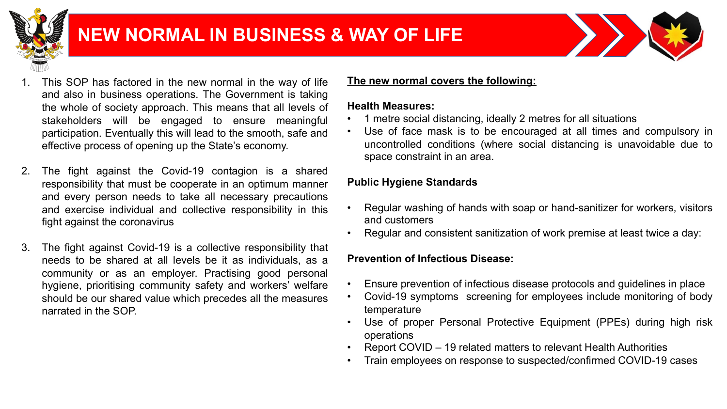# NEW NORMAL IN BUSINESS & WAY OF LIFE

1. This SOP has factored in the new normal in the way of life and also in business operations. The Government is taking the whole of society approach. This means that all levels of stakeholders will be engaged to ensure meaningful participation. Eventually this will lead to the smooth, safe and effective process of opening up the State's economy.

2. The fight against the Covid-19 contagion is a shared responsibility that must be cooperate in an optimum manner and every person needs to take all necessary precautions and exercise individual and collective responsibility in this fight against the coronavirus

3. The fight against Covid-19 is a collective responsibility that needs to be shared at all levels be it as individuals, as a community or as an employer. Practising good personal hygiene, prioritising community safety and workers' welfare should be our shared value which precedes all the measures narrated in the SOP.

**<u>The new normal covers the following:</u>**

**Health Measures:**

- 1 metre social distancing, ideally 2 metres for all situations
- Use of face mask is to be encouraged at all times and compulsory in uncontrolled conditions (where social distancing is unavoidable due to space constraint in an area.

**Public Hygiene Standards**

- Regular washing of hands with soap or hand-sanitizer for workers, visitors and customers
- Regular and consistent sanitization of work premise at least twice a day:

**Prevention of Infectious Disease:**

- Ensure prevention of infectious disease protocols and guidelines in place
- Covid-19 symptoms screening for employees include monitoring of body temperature
- Use of proper Personal Protective Equipment (PPEs) during high risk operations
- Report COVID – 19 related matters to relevant Health Authorities
- Train employees on response to suspected/confirmed COVID-19 cases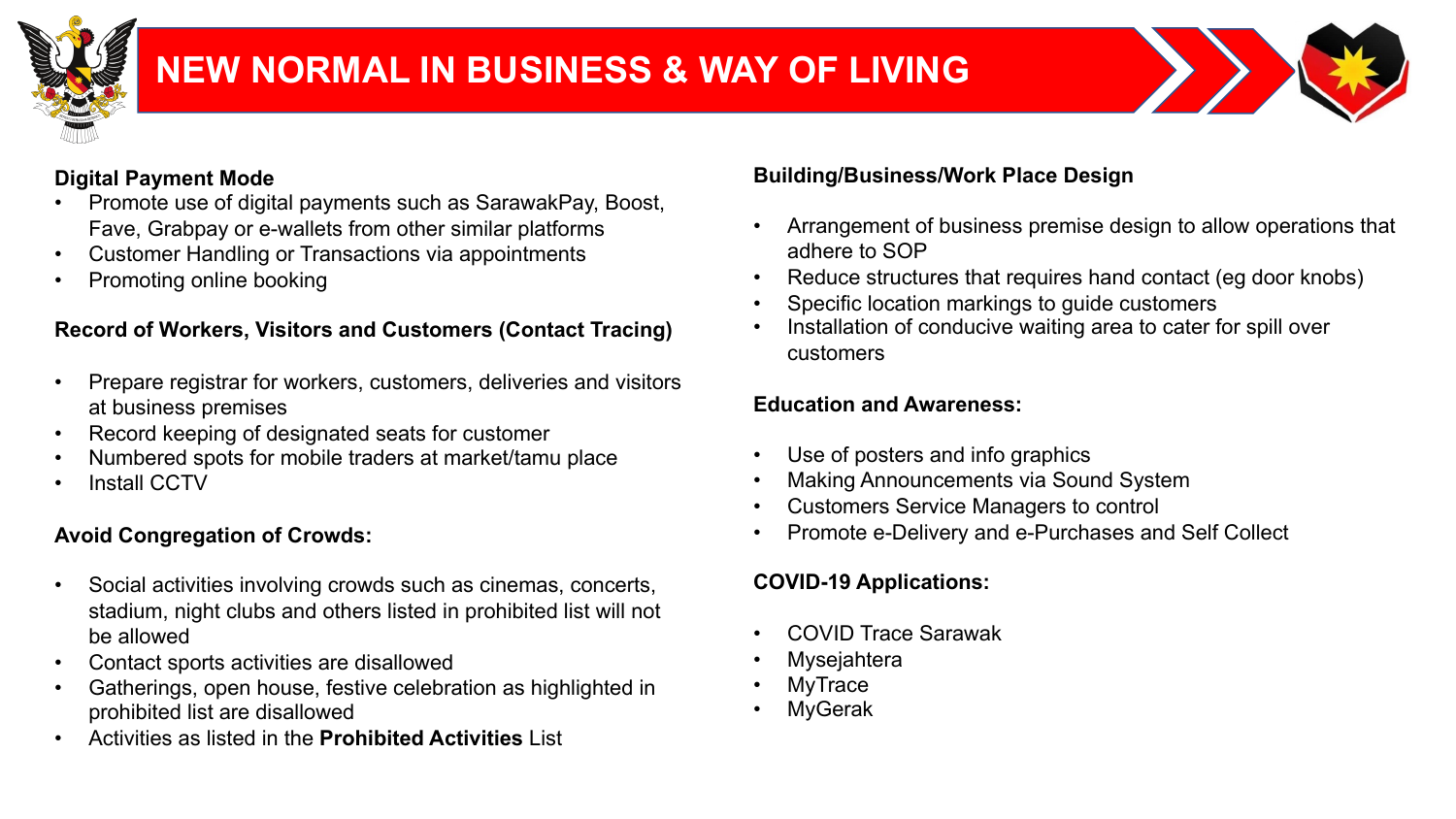# NEW NORMAL IN BUSINESS & WAY OF LIVING

**Digital Payment Mode**

- Promote use of digital payments such as SarawakPay, Boost, Fave, Grabpay or e-wallets from other similar platforms
- Customer Handling or Transactions via appointments
- Promoting online booking

**Record of Workers, Visitors and Customers (Contact Tracing)**

- Prepare registrar for workers, customers, deliveries and visitors at business premises
- Record keeping of designated seats for customer
- Numbered spots for mobile traders at market/tamu place
- Install CCTV

**Avoid Congregation of Crowds:**

- Social activities involving crowds such as cinemas, concerts, stadium, night clubs and others listed in prohibited list will not be allowed
- Contact sports activities are disallowed
- Gatherings, open house, festive celebration as highlighted in prohibited list are disallowed
- Activities as listed in the **Prohibited Activities** List

**Building/Business/Work Place Design**

- Arrangement of business premise design to allow operations that adhere to SOP
- Reduce structures that requires hand contact (eg door knobs)
- Specific location markings to guide customers
- Installation of conducive waiting area to cater for spill over customers

**Education and Awareness:**

- Use of posters and info graphics
- Making Announcements via Sound System
- Customers Service Managers to control
- Promote e-Delivery and e-Purchases and Self Collect

**COVID-19 Applications:**

- COVID Trace Sarawak
- Mysejahtera
- MyTrace
- MyGerak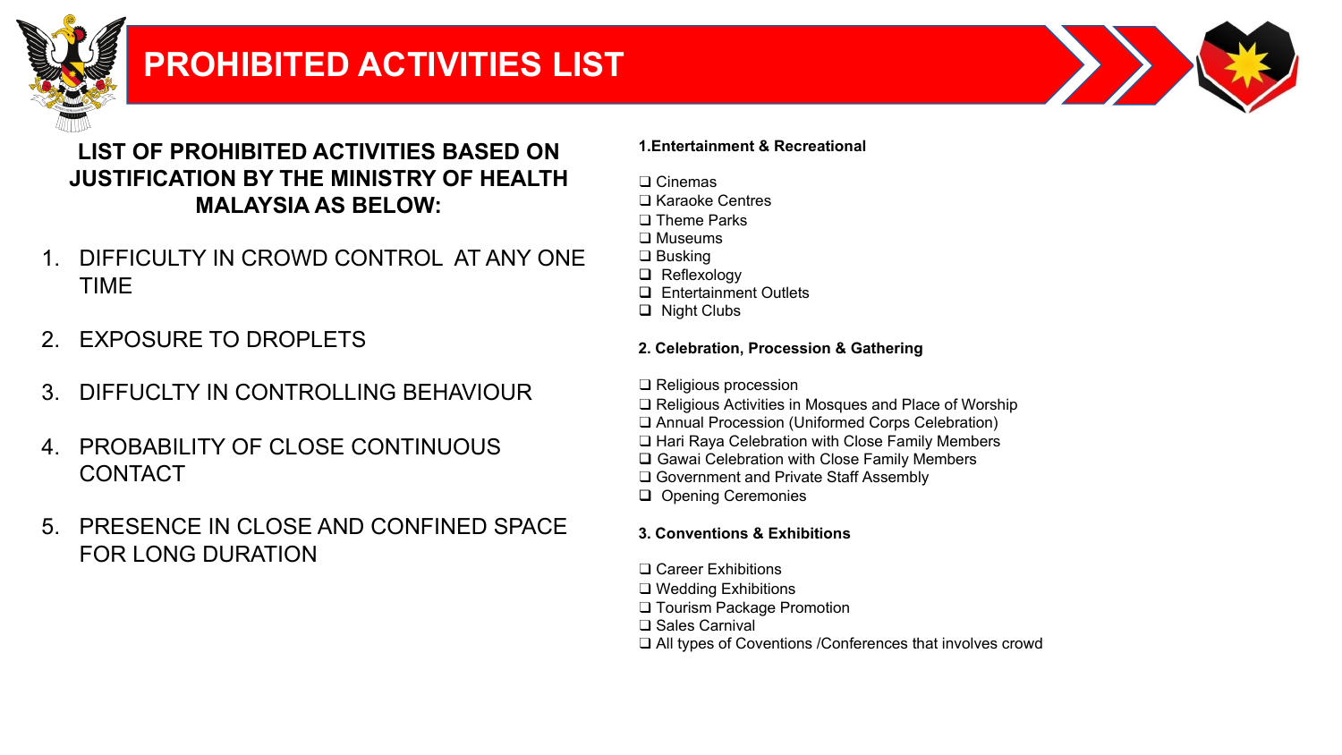# PROHIBITED ACTIVITIES LIST

## LIST OF PROHIBITED ACTIVITIES BASED ON JUSTIFICATION BY THE MINISTRY OF HEALTH MALAYSIA AS BELOW:

1. DIFFICULTY IN CROWD CONTROL AT ANY ONE TIME
2. EXPOSURE TO DROPLETS
3. DIFFUCLTY IN CONTROLLING BEHAVIOUR
4. PROBABILITY OF CLOSE CONTINUOUS CONTACT
5. PRESENCE IN CLOSE AND CONFINED SPACE FOR LONG DURATION

**1.Entertainment & Recreational**

- ❑ Cinemas
- ❑ Karaoke Centres
- ❑ Theme Parks
- ❑ Museums
- ❑ Busking
- ❑ Reflexology
- ❑ Entertainment Outlets
- ❑ Night Clubs

**2. Celebration, Procession & Gathering**

- ❑ Religious procession
- ❑ Religious Activities in Mosques and Place of Worship
- ❑ Annual Procession (Uniformed Corps Celebration)
- ❑ Hari Raya Celebration with Close Family Members
- ❑ Gawai Celebration with Close Family Members
- ❑ Government and Private Staff Assembly
- ❑ Opening Ceremonies

**3. Conventions & Exhibitions**

- ❑ Career Exhibitions
- ❑ Wedding Exhibitions
- ❑ Tourism Package Promotion
- ❑ Sales Carnival
- ❑ All types of Coventions /Conferences that involves crowd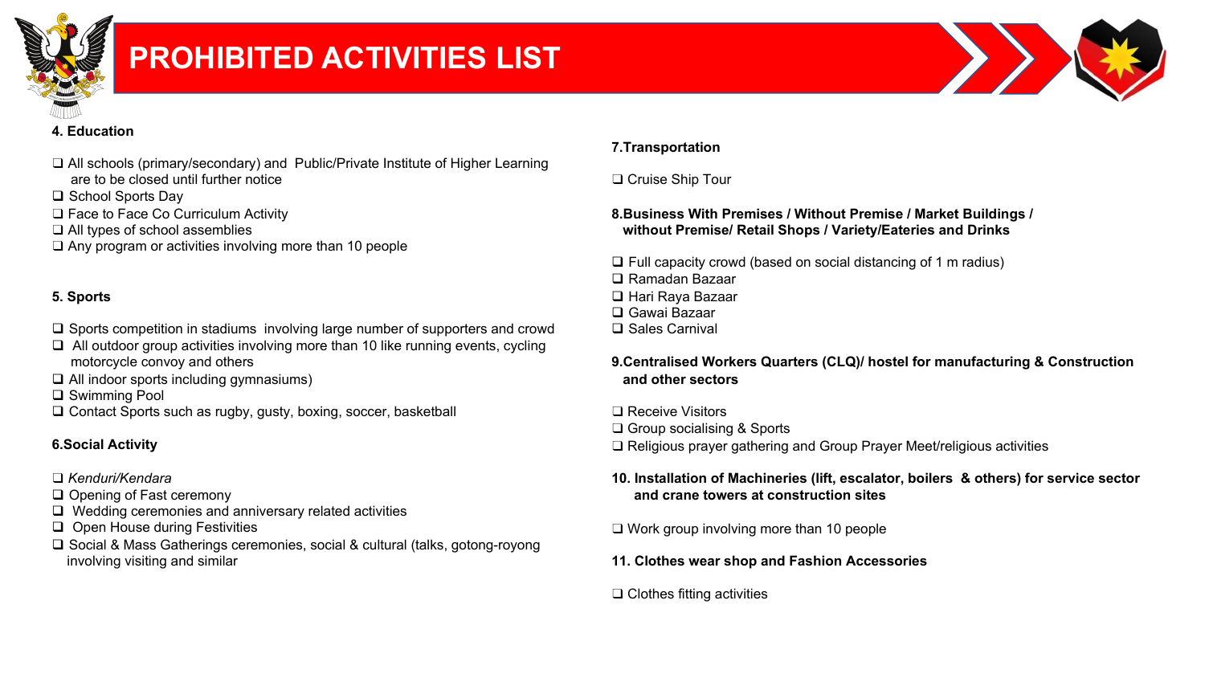# PROHIBITED ACTIVITIES LIST

**4. Education**

- All schools (primary/secondary) and Public/Private Institute of Higher Learning are to be closed until further notice
- School Sports Day
- Face to Face Co Curriculum Activity
- All types of school assemblies
- Any program or activities involving more than 10 people

**5. Sports**

- Sports competition in stadiums involving large number of supporters and crowd
- All outdoor group activities involving more than 10 like running events, cycling motorcycle convoy and others
- All indoor sports including gymnasiums)
- Swimming Pool
- Contact Sports such as rugby, gusty, boxing, soccer, basketball

**6.Social Activity**

- *Kenduri/Kendara*
- Opening of Fast ceremony
- Wedding ceremonies and anniversary related activities
- Open House during Festivities
- Social & Mass Gatherings ceremonies, social & cultural (talks, gotong-royong involving visiting and similar

**7.Transportation**

- Cruise Ship Tour

**8.Business With Premises / Without Premise / Market Buildings / without Premise/ Retail Shops / Variety/Eateries and Drinks**

- Full capacity crowd (based on social distancing of 1 m radius)
- Ramadan Bazaar
- Hari Raya Bazaar
- Gawai Bazaar
- Sales Carnival

**9.Centralised Workers Quarters (CLQ)/ hostel for manufacturing & Construction and other sectors**

- Receive Visitors
- Group socialising & Sports
- Religious prayer gathering and Group Prayer Meet/religious activities

**10. Installation of Machineries (lift, escalator, boilers & others) for service sector and crane towers at construction sites**

- Work group involving more than 10 people

**11. Clothes wear shop and Fashion Accessories**

- Clothes fitting activities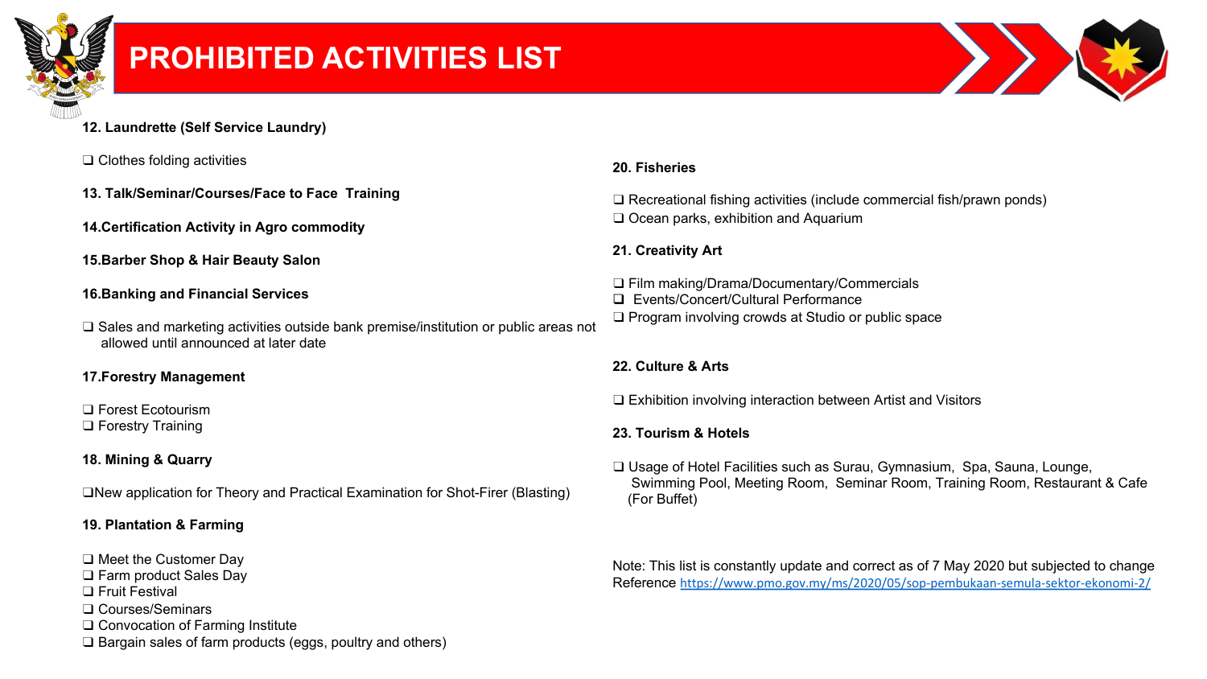# PROHIBITED ACTIVITIES LIST

**12. Laundrette (Self Service Laundry)**

- ❑ Clothes folding activities

**13. Talk/Seminar/Courses/Face to Face Training**

**14.Certification Activity in Agro commodity**

**15.Barber Shop & Hair Beauty Salon**

**16.Banking and Financial Services**

- ❑ Sales and marketing activities outside bank premise/institution or public areas not allowed until announced at later date

**17.Forestry Management**

- ❑ Forest Ecotourism
- ❑ Forestry Training

**18. Mining & Quarry**

- ❑New application for Theory and Practical Examination for Shot-Firer (Blasting)

**19. Plantation & Farming**

- ❑ Meet the Customer Day
- ❑ Farm product Sales Day
- ❑ Fruit Festival
- ❑ Courses/Seminars
- ❑ Convocation of Farming Institute
- ❑ Bargain sales of farm products (eggs, poultry and others)

**20. Fisheries**

- ❑ Recreational fishing activities (include commercial fish/prawn ponds)
- ❑ Ocean parks, exhibition and Aquarium

**21. Creativity Art**

- ❑ Film making/Drama/Documentary/Commercials
- ❑ Events/Concert/Cultural Performance
- ❑ Program involving crowds at Studio or public space

**22. Culture & Arts**

- ❑ Exhibition involving interaction between Artist and Visitors

**23. Tourism & Hotels**

- ❑ Usage of Hotel Facilities such as Surau, Gymnasium, Spa, Sauna, Lounge, Swimming Pool, Meeting Room, Seminar Room, Training Room, Restaurant & Cafe (For Buffet)

Note: This list is constantly update and correct as of 7 May 2020 but subjected to change
Reference https://www.pmo.gov.my/ms/2020/05/sop-pembukaan-semula-sektor-ekonomi-2/